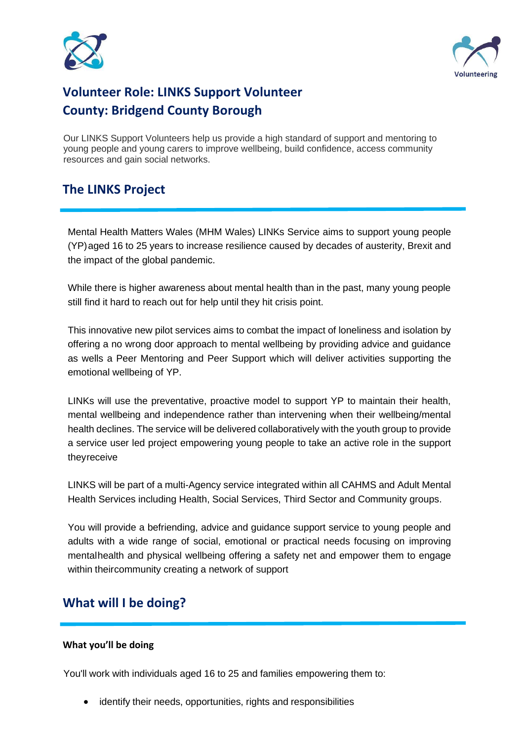# Volunteer Role: LINKS Support Volunteer
# County: Bridgend County Borough

Our LINKS Support Volunteers help us provide a high standard of support and mentoring to young people and young carers to improve wellbeing, build confidence, access community resources and gain social networks.

## The LINKS Project

Mental Health Matters Wales (MHM Wales) LINKs Service aims to support young people (YP) aged 16 to 25 years to increase resilience caused by decades of austerity, Brexit and the impact of the global pandemic.

While there is higher awareness about mental health than in the past, many young people still find it hard to reach out for help until they hit crisis point.

This innovative new pilot services aims to combat the impact of loneliness and isolation by offering a no wrong door approach to mental wellbeing by providing advice and guidance as wells a Peer Mentoring and Peer Support which will deliver activities supporting the emotional wellbeing of YP.

LINKs will use the preventative, proactive model to support YP to maintain their health, mental wellbeing and independence rather than intervening when their wellbeing/mental health declines. The service will be delivered collaboratively with the youth group to provide a service user led project empowering young people to take an active role in the support theyreceive

LINKS will be part of a multi-Agency service integrated within all CAHMS and Adult Mental Health Services including Health, Social Services, Third Sector and Community groups.

You will provide a befriending, advice and guidance support service to young people and adults with a wide range of social, emotional or practical needs focusing on improving mentalhealth and physical wellbeing offering a safety net and empower them to engage within theircommunity creating a network of support

## What will I be doing?

**What you'll be doing**

You'll work with individuals aged 16 to 25 and families empowering them to:

- identify their needs, opportunities, rights and responsibilities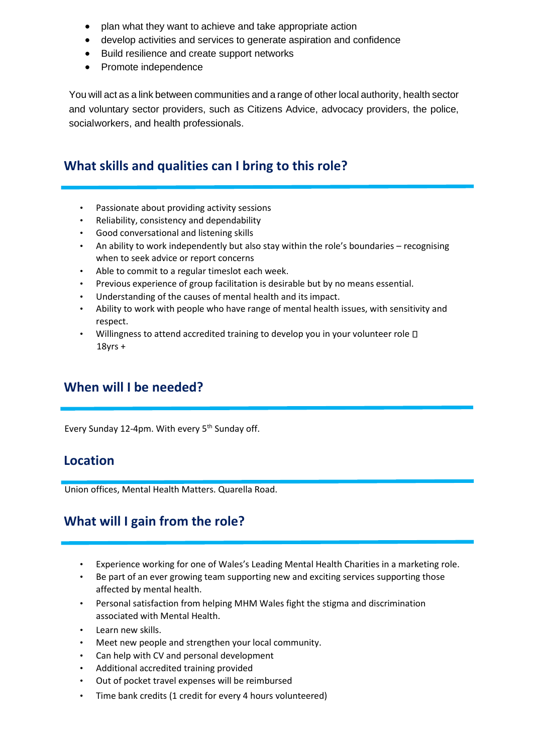- plan what they want to achieve and take appropriate action
- develop activities and services to generate aspiration and confidence
- Build resilience and create support networks
- Promote independence

You will act as a link between communities and a range of other local authority, health sector and voluntary sector providers, such as Citizens Advice, advocacy providers, the police, socialworkers, and health professionals.

## What skills and qualities can I bring to this role?

- Passionate about providing activity sessions
- Reliability, consistency and dependability
- Good conversational and listening skills
- An ability to work independently but also stay within the role's boundaries – recognising when to seek advice or report concerns
- Able to commit to a regular timeslot each week.
- Previous experience of group facilitation is desirable but by no means essential.
- Understanding of the causes of mental health and its impact.
- Ability to work with people who have range of mental health issues, with sensitivity and respect.
- Willingness to attend accredited training to develop you in your volunteer role  18yrs +

## When will I be needed?

Every Sunday 12-4pm. With every 5th Sunday off.

## Location

Union offices, Mental Health Matters. Quarella Road.

## What will I gain from the role?

- Experience working for one of Wales's Leading Mental Health Charities in a marketing role.
- Be part of an ever growing team supporting new and exciting services supporting those affected by mental health.
- Personal satisfaction from helping MHM Wales fight the stigma and discrimination associated with Mental Health.
- Learn new skills.
- Meet new people and strengthen your local community.
- Can help with CV and personal development
- Additional accredited training provided
- Out of pocket travel expenses will be reimbursed
- Time bank credits (1 credit for every 4 hours volunteered)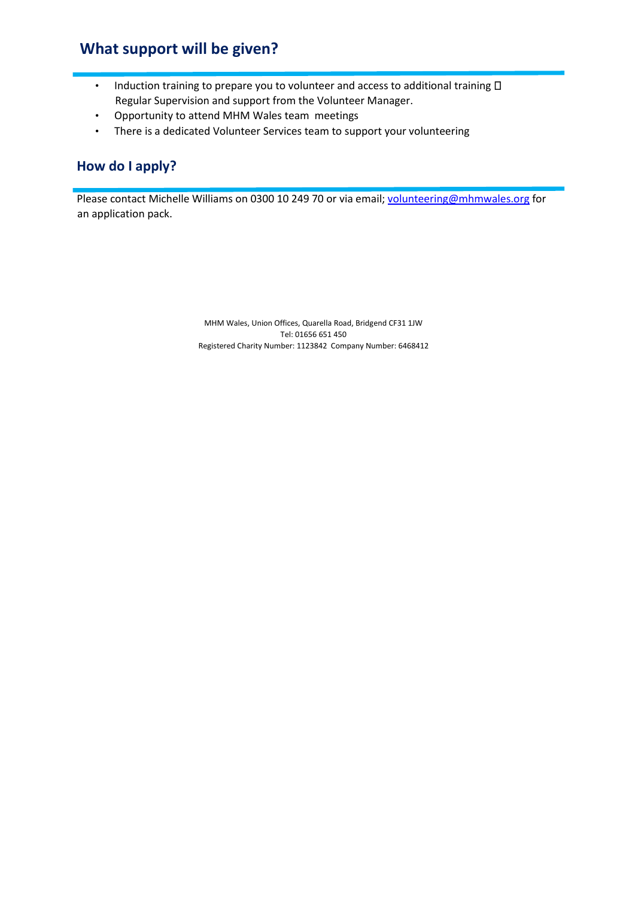## What support will be given?

- Induction training to prepare you to volunteer and access to additional training  Regular Supervision and support from the Volunteer Manager.
- Opportunity to attend MHM Wales team meetings
- There is a dedicated Volunteer Services team to support your volunteering

## How do I apply?

Please contact Michelle Williams on 0300 10 249 70 or via email; volunteering@mhmwales.org for an application pack.

MHM Wales, Union Offices, Quarella Road, Bridgend CF31 1JW
Tel: 01656 651 450
Registered Charity Number: 1123842 Company Number: 6468412